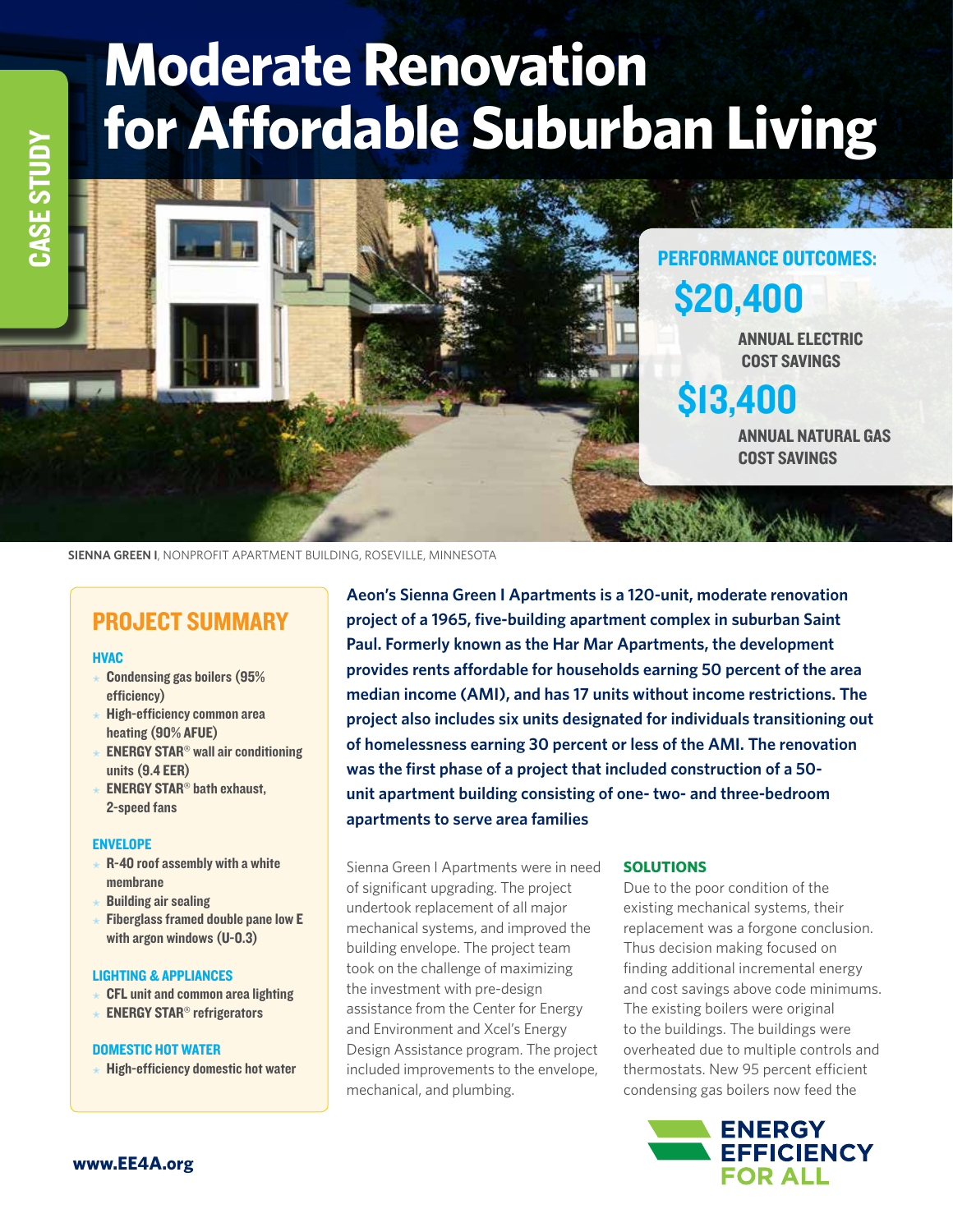CASE STUDY

# Moderate Renovation for Affordable Suburban Living

**PERFORMANCE OUTCOMES:**

**$20,400**
ANNUAL ELECTRIC COST SAVINGS

**$13,400**
ANNUAL NATURAL GAS COST SAVINGS

**SIENNA GREEN I**, NONPROFIT APARTMENT BUILDING, ROSEVILLE, MINNESOTA

## PROJECT SUMMARY

### HVAC

- Condensing gas boilers (95% efficiency)
- High-efficiency common area heating (90% AFUE)
- ENERGY STAR® wall air conditioning units (9.4 EER)
- ENERGY STAR® bath exhaust, 2-speed fans

### ENVELOPE

- R-40 roof assembly with a white membrane
- Building air sealing
- Fiberglass framed double pane low E with argon windows (U-0.3)

### LIGHTING & APPLIANCES

- CFL unit and common area lighting
- ENERGY STAR® refrigerators

### DOMESTIC HOT WATER

- High-efficiency domestic hot water

**Aeon's Sienna Green I Apartments is a 120-unit, moderate renovation project of a 1965, five-building apartment complex in suburban Saint Paul. Formerly known as the Har Mar Apartments, the development provides rents affordable for households earning 50 percent of the area median income (AMI), and has 17 units without income restrictions. The project also includes six units designated for individuals transitioning out of homelessness earning 30 percent or less of the AMI. The renovation was the first phase of a project that included construction of a 50-unit apartment building consisting of one- two- and three-bedroom apartments to serve area families**

Sienna Green I Apartments were in need of significant upgrading. The project undertook replacement of all major mechanical systems, and improved the building envelope. The project team took on the challenge of maximizing the investment with pre-design assistance from the Center for Energy and Environment and Xcel's Energy Design Assistance program. The project included improvements to the envelope, mechanical, and plumbing.

### SOLUTIONS

Due to the poor condition of the existing mechanical systems, their replacement was a forgone conclusion. Thus decision making focused on finding additional incremental energy and cost savings above code minimums. The existing boilers were original to the buildings. The buildings were overheated due to multiple controls and thermostats. New 95 percent efficient condensing gas boilers now feed the

www.EE4A.org

ENERGY EFFICIENCY FOR ALL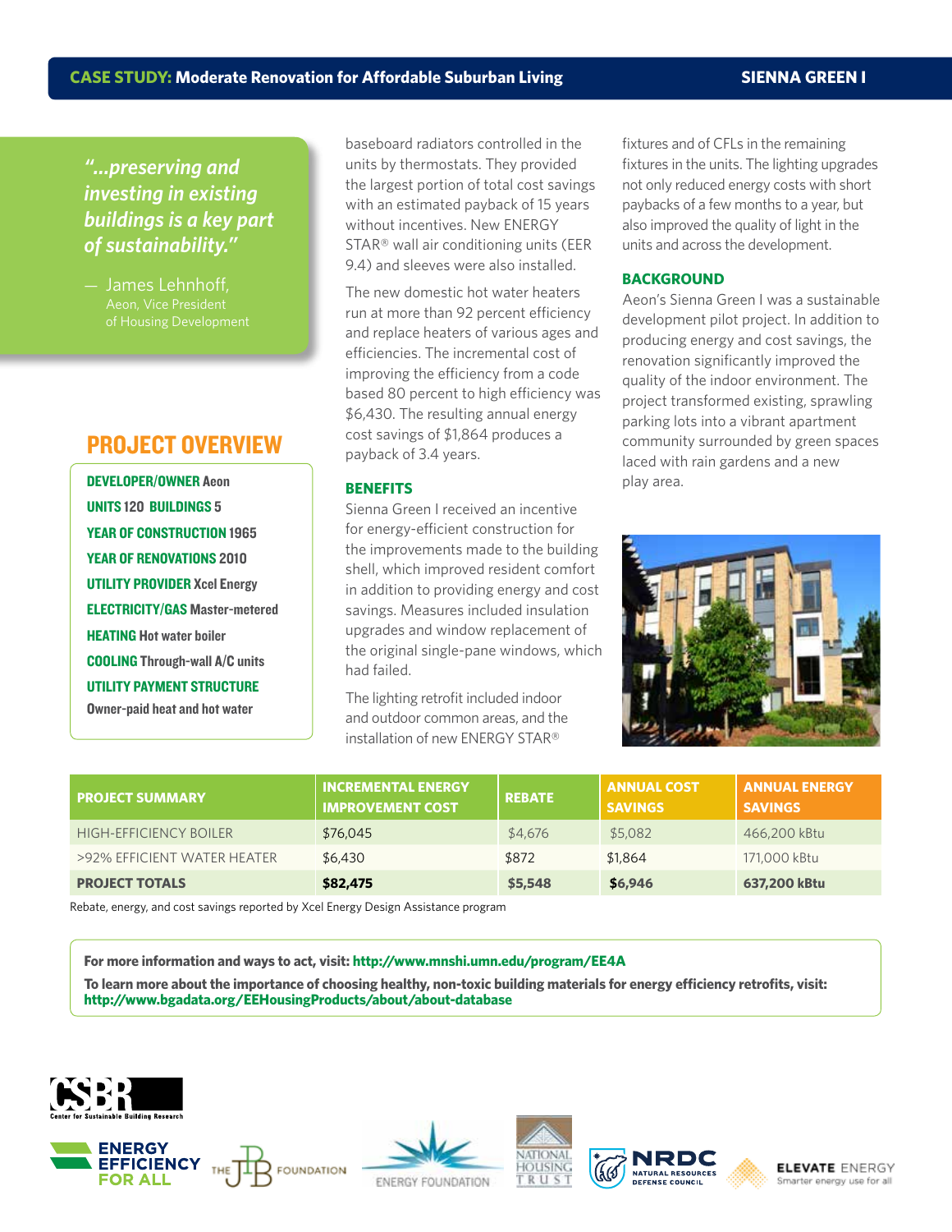## CASE STUDY: Moderate Renovation for Affordable Suburban Living — SIENNA GREEN I

> *"...preserving and investing in existing buildings is a key part of sustainability."*
>
> — James Lehnhoff, Aeon, Vice President of Housing Development

## PROJECT OVERVIEW

**DEVELOPER/OWNER** Aeon

**UNITS** 120 **BUILDINGS** 5

**YEAR OF CONSTRUCTION** 1965

**YEAR OF RENOVATIONS** 2010

**UTILITY PROVIDER** Xcel Energy

**ELECTRICITY/GAS** Master-metered

**HEATING** Hot water boiler

**COOLING** Through-wall A/C units

**UTILITY PAYMENT STRUCTURE**

Owner-paid heat and hot water

baseboard radiators controlled in the units by thermostats. They provided the largest portion of total cost savings with an estimated payback of 15 years without incentives. New ENERGY STAR® wall air conditioning units (EER 9.4) and sleeves were also installed.

The new domestic hot water heaters run at more than 92 percent efficiency and replace heaters of various ages and efficiencies. The incremental cost of improving the efficiency from a code based 80 percent to high efficiency was $6,430. The resulting annual energy cost savings of $1,864 produces a payback of 3.4 years.

### BENEFITS

Sienna Green I received an incentive for energy-efficient construction for the improvements made to the building shell, which improved resident comfort in addition to providing energy and cost savings. Measures included insulation upgrades and window replacement of the original single-pane windows, which had failed.

The lighting retrofit included indoor and outdoor common areas, and the installation of new ENERGY STAR® fixtures and of CFLs in the remaining fixtures in the units. The lighting upgrades not only reduced energy costs with short paybacks of a few months to a year, but also improved the quality of light in the units and across the development.

### BACKGROUND

Aeon's Sienna Green I was a sustainable development pilot project. In addition to producing energy and cost savings, the renovation significantly improved the quality of the indoor environment. The project transformed existing, sprawling parking lots into a vibrant apartment community surrounded by green spaces laced with rain gardens and a new play area.

| PROJECT SUMMARY | INCREMENTAL ENERGY IMPROVEMENT COST | REBATE | ANNUAL COST SAVINGS | ANNUAL ENERGY SAVINGS |
|---|---|---|---|---|
| HIGH-EFFICIENCY BOILER | $76,045 | $4,676 | $5,082 | 466,200 kBtu |
| >92% EFFICIENT WATER HEATER | $6,430 | $872 | $1,864 | 171,000 kBtu |
| **PROJECT TOTALS** | **$82,475** | **$5,548** | **$6,946** | **637,200 kBtu** |

Rebate, energy, and cost savings reported by Xcel Energy Design Assistance program

**For more information and ways to act, visit: http://www.mnshi.umn.edu/program/EE4A**

**To learn more about the importance of choosing healthy, non-toxic building materials for energy efficiency retrofits, visit: http://www.bgadata.org/EEHousingProducts/about/about-database**

CSBR Center for Sustainable Building Research

ENERGY EFFICIENCY FOR ALL

THE JPB FOUNDATION

ENERGY FOUNDATION

NATIONAL HOUSING TRUST

NRDC NATURAL RESOURCES DEFENSE COUNCIL

ELEVATE ENERGY Smarter energy use for all